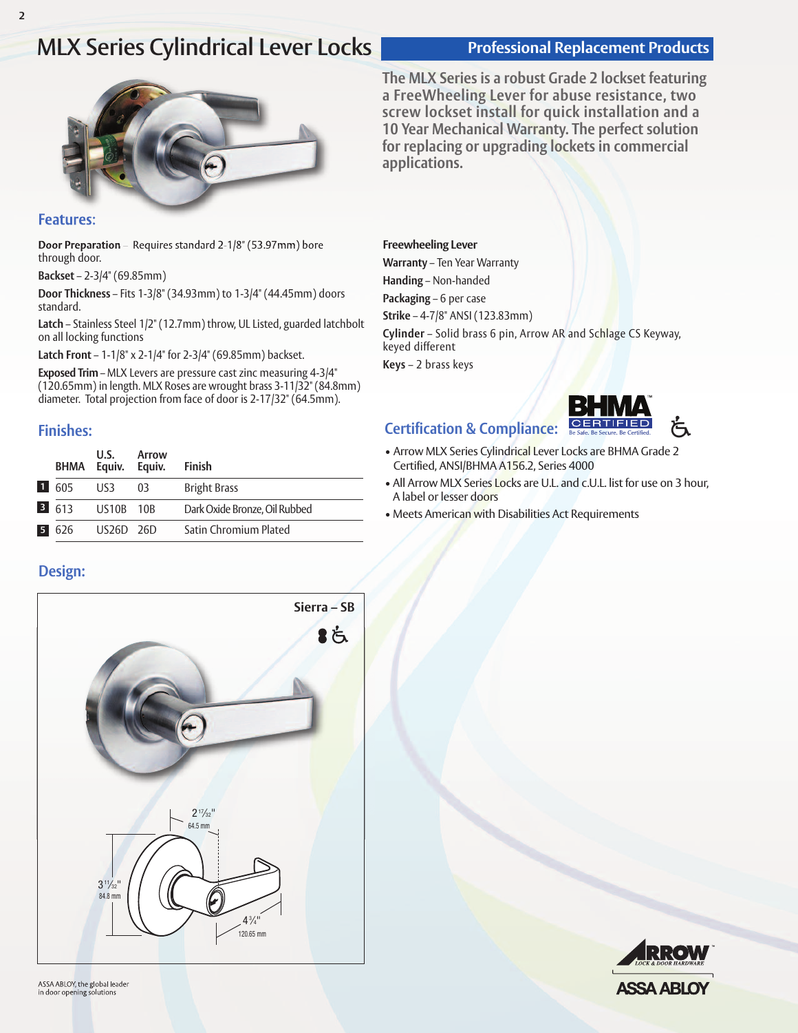# MLX Series Cylindrical Lever Locks

**Professional Replacement Products**

The MLX Series is a robust Grade 2 lockset featuring a FreeWheeling Lever for abuse resistance, two screw lockset install for quick installation and a 10 Year Mechanical Warranty. The perfect solution for replacing or upgrading locksets in commercial applications.

## Features:

**Door Preparation** – Requires standard 2-1/8" (53.97mm) bore through door.

**Backset** – 2-3/4" (69.85mm)

**Door Thickness** – Fits 1-3/8" (34.93mm) to 1-3/4" (44.45mm) doors standard.

**Latch** – Stainless Steel 1/2" (12.7mm) throw, UL Listed, guarded latchbolt on all locking functions

**Latch Front** – 1-1/8" x 2-1/4" for 2-3/4" (69.85mm) backset.

**Exposed Trim** – MLX Levers are pressure cast zinc measuring 4-3/4" (120.65mm) in length. MLX Roses are wrought brass 3-11/32" (84.8mm) diameter. Total projection from face of door is 2-17/32" (64.5mm).

**Freewheeling Lever**

**Warranty** – Ten Year Warranty

**Handing** – Non-handed

**Packaging** – 6 per case

**Strike** – 4-7/8" ANSI (123.83mm)

**Cylinder** – Solid brass 6 pin, Arrow AR and Schlage CS Keyway, keyed different

**Keys** – 2 brass keys

## Finishes:

| | BHMA | U.S. Equiv. | Arrow Equiv. | Finish |
|---|---|---|---|---|
| 1 | 605 | US3 | 03 | Bright Brass |
| 3 | 613 | US10B | 10B | Dark Oxide Bronze, Oil Rubbed |
| 5 | 626 | US26D | 26D | Satin Chromium Plated |

## Certification & Compliance:

BHMA CERTIFIED – Be Safe. Be Secure. Be Certified.

- Arrow MLX Series Cylindrical Lever Locks are BHMA Grade 2 Certified, ANSI/BHMA A156.2, Series 4000
- All Arrow MLX Series Locks are U.L. and c.U.L. list for use on 3 hour, A label or lesser doors
- Meets American with Disabilities Act Requirements

## Design:

**Sierra – SB**

2 17/32" (64.5 mm)

3 11/32" (84.8 mm)

4 3/4" (120.65 mm)

ASSA ABLOY, the global leader in door opening solutions

ARROW LOCK & DOOR HARDWARE

ASSA ABLOY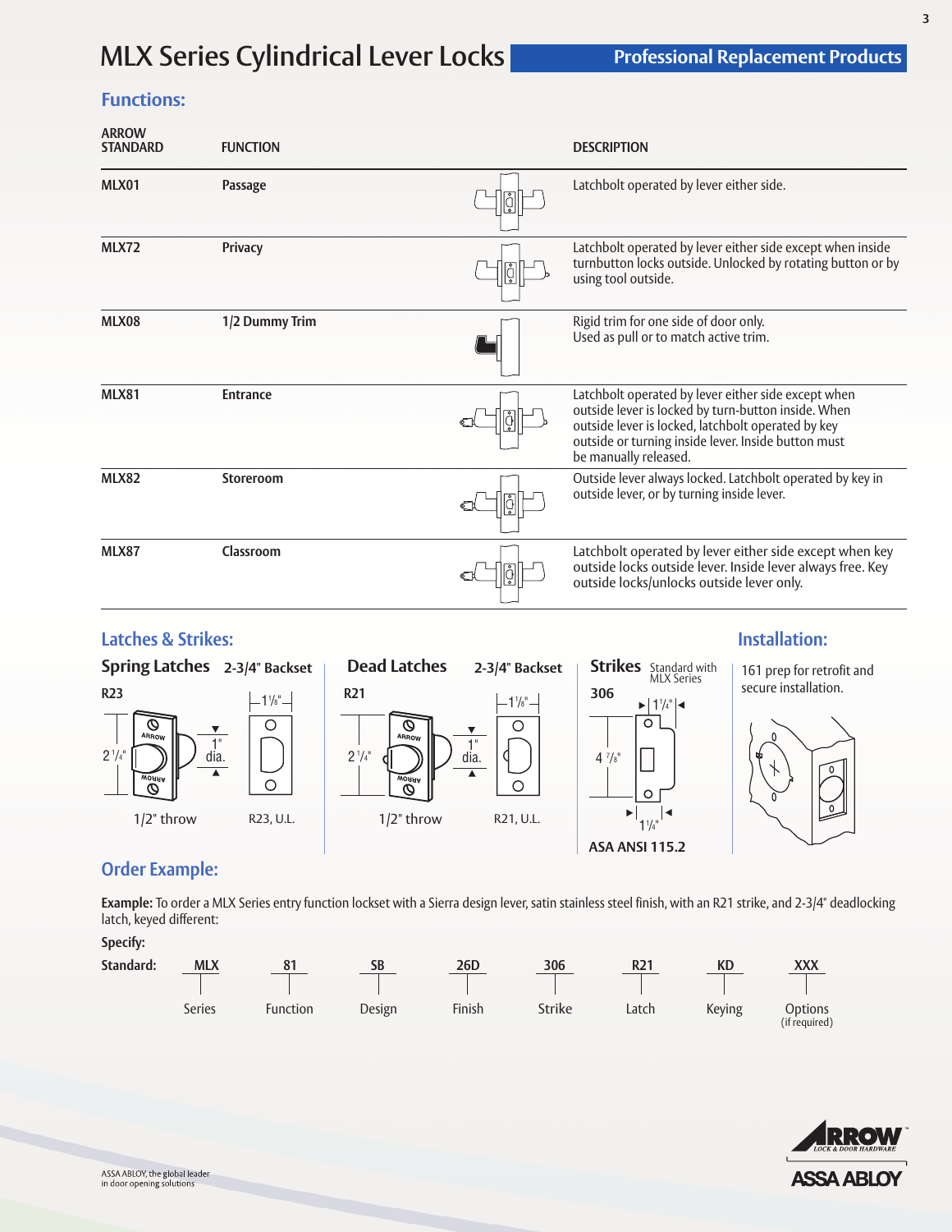# MLX Series Cylindrical Lever Locks

**Professional Replacement Products**

## Functions:

| ARROW STANDARD | FUNCTION | DESCRIPTION |
|---|---|---|
| MLX01 | Passage | Latchbolt operated by lever either side. |
| MLX72 | Privacy | Latchbolt operated by lever either side except when inside turnbutton locks outside. Unlocked by rotating button or by using tool outside. |
| MLX08 | 1/2 Dummy Trim | Rigid trim for one side of door only. Used as pull or to match active trim. |
| MLX81 | Entrance | Latchbolt operated by lever either side except when outside lever is locked by turn-button inside. When outside lever is locked, latchbolt operated by key outside or turning inside lever. Inside button must be manually released. |
| MLX82 | Storeroom | Outside lever always locked. Latchbolt operated by key in outside lever, or by turning inside lever. |
| MLX87 | Classroom | Latchbolt operated by lever either side except when key outside locks outside lever. Inside lever always free. Key outside locks/unlocks outside lever only. |

## Latches & Strikes:

### Spring Latches 2-3/4" Backset

R23

2 1/4" · 1" dia. · 1 1/8"

1/2" throw · R23, U.L.

### Dead Latches 2-3/4" Backset

R21

2 1/4" · 1" dia. · 1 1/8"

1/2" throw · R21, U.L.

### Strikes Standard with MLX Series

306

1 1/4" · 4 7/8" · 1 1/4"

ASA ANSI 115.2

## Installation:

161 prep for retrofit and secure installation.

## Order Example:

**Example:** To order a MLX Series entry function lockset with a Sierra design lever, satin stainless steel finish, with an R21 strike, and 2-3/4" deadlocking latch, keyed different:

**Specify:**

| Standard: | MLX | 81 | SB | 26D | 306 | R21 | KD | XXX |
|---|---|---|---|---|---|---|---|---|
| | Series | Function | Design | Finish | Strike | Latch | Keying | Options (if required) |

ASSA ABLOY, the global leader in door opening solutions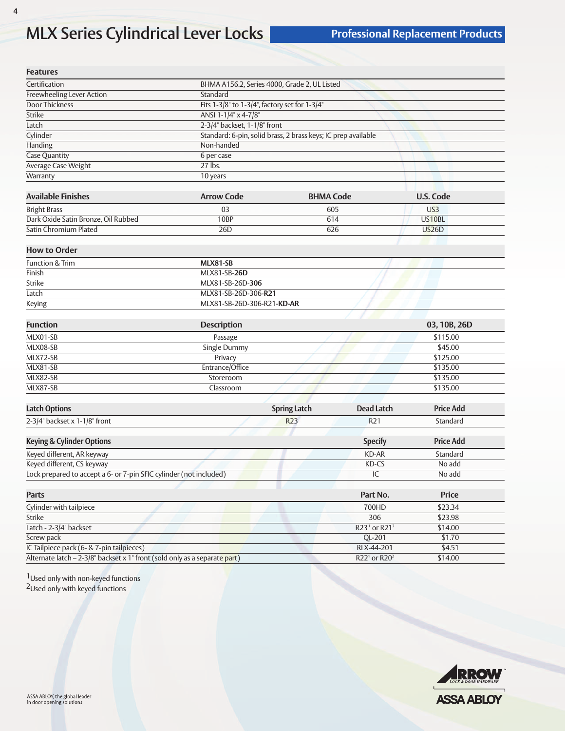# MLX Series Cylindrical Lever Locks

## Professional Replacement Products

| Features | |
|---|---|
| Certification | BHMA A156.2, Series 4000, Grade 2, UL Listed |
| Freewheeling Lever Action | Standard |
| Door Thickness | Fits 1-3/8" to 1-3/4", factory set for 1-3/4" |
| Strike | ANSI 1-1/4" x 4-7/8" |
| Latch | 2-3/4" backset, 1-1/8" front |
| Cylinder | Standard: 6-pin, solid brass, 2 brass keys; IC prep available |
| Handing | Non-handed |
| Case Quantity | 6 per case |
| Average Case Weight | 27 lbs. |
| Warranty | 10 years |

| Available Finishes | Arrow Code | BHMA Code | U.S. Code |
|---|---|---|---|
| Bright Brass | 03 | 605 | US3 |
| Dark Oxide Satin Bronze, Oil Rubbed | 10BP | 614 | US10BL |
| Satin Chromium Plated | 26D | 626 | US26D |

| How to Order | |
|---|---|
| Function & Trim | **MLX81-SB** |
| Finish | MLX81-SB-**26D** |
| Strike | MLX81-SB-26D-**306** |
| Latch | MLX81-SB-26D-306-**R21** |
| Keying | MLX81-SB-26D-306-R21-**KD-AR** |

| Function | Description | 03, 10B, 26D |
|---|---|---|
| MLX01-SB | Passage | $115.00 |
| MLX08-SB | Single Dummy | $45.00 |
| MLX72-SB | Privacy | $125.00 |
| MLX81-SB | Entrance/Office | $135.00 |
| MLX82-SB | Storeroom | $135.00 |
| MLX87-SB | Classroom | $135.00 |

| Latch Options | Spring Latch | Dead Latch | Price Add |
|---|---|---|---|
| 2-3/4" backset x 1-1/8" front | R23 | R21 | Standard |

| Keying & Cylinder Options | Specify | Price Add |
|---|---|---|
| Keyed different, AR keyway | KD-AR | Standard |
| Keyed different, CS keyway | KD-CS | No add |
| Lock prepared to accept a 6- or 7-pin SFIC cylinder (not included) | IC | No add |

| Parts | Part No. | Price |
|---|---|---|
| Cylinder with tailpiece | 700HD | $23.34 |
| Strike | 306 | $23.98 |
| Latch - 2-3/4" backset | R23[1] or R21[2] | $14.00 |
| Screw pack | QL-201 | $1.70 |
| IC Tailpiece pack (6- & 7-pin tailpieces) | RLX-44-201 | $4.51 |
| Alternate latch – 2-3/8" backset x 1" front (sold only as a separate part) | R22[1] or R20[2] | $14.00 |

[1]Used only with non-keyed functions
[2]Used only with keyed functions

ASSA ABLOY, the global leader in door opening solutions

ARROW LOCK & DOOR HARDWARE
ASSA ABLOY